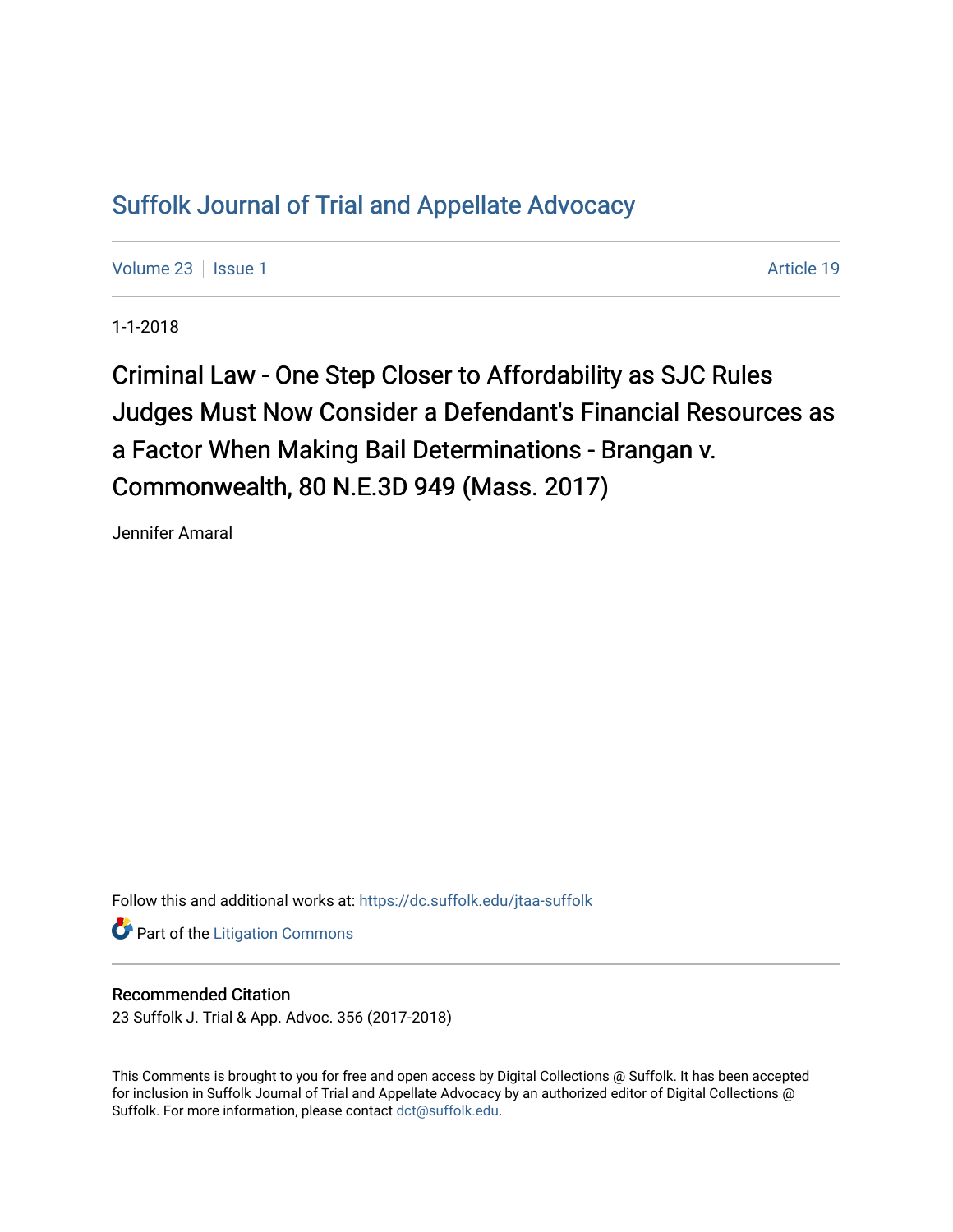# Suffolk Journal of Trial and Appellate Advocacy

Volume 23 | Issue 1 | Article 19

1-1-2018

## Criminal Law - One Step Closer to Affordability as SJC Rules Judges Must Now Consider a Defendant's Financial Resources as a Factor When Making Bail Determinations - Brangan v. Commonwealth, 80 N.E.3D 949 (Mass. 2017)

Jennifer Amaral

Follow this and additional works at: https://dc.suffolk.edu/jtaa-suffolk

Part of the Litigation Commons

### Recommended Citation

23 Suffolk J. Trial & App. Advoc. 356 (2017-2018)

This Comments is brought to you for free and open access by Digital Collections @ Suffolk. It has been accepted for inclusion in Suffolk Journal of Trial and Appellate Advocacy by an authorized editor of Digital Collections @ Suffolk. For more information, please contact dct@suffolk.edu.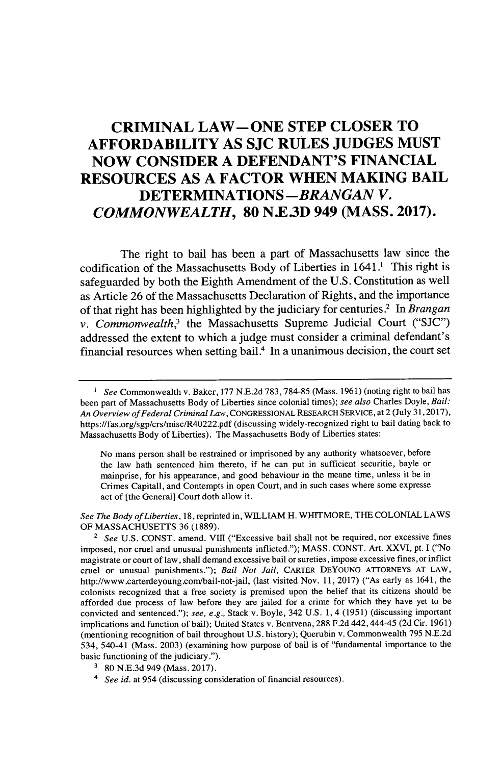# CRIMINAL LAW—ONE STEP CLOSER TO AFFORDABILITY AS SJC RULES JUDGES MUST NOW CONSIDER A DEFENDANT'S FINANCIAL RESOURCES AS A FACTOR WHEN MAKING BAIL DETERMINATIONS—*BRANGAN V. COMMONWEALTH*, 80 N.E.3D 949 (MASS. 2017).

The right to bail has been a part of Massachusetts law since the codification of the Massachusetts Body of Liberties in 1641.[1] This right is safeguarded by both the Eighth Amendment of the U.S. Constitution as well as Article 26 of the Massachusetts Declaration of Rights, and the importance of that right has been highlighted by the judiciary for centuries.[2] In *Brangan v. Commonwealth*,[3] the Massachusetts Supreme Judicial Court ("SJC") addressed the extent to which a judge must consider a criminal defendant's financial resources when setting bail.[4] In a unanimous decision, the court set

---

[1] *See* Commonwealth v. Baker, 177 N.E.2d 783, 784-85 (Mass. 1961) (noting right to bail has been part of Massachusetts Body of Liberties since colonial times); *see also* Charles Doyle, *Bail: An Overview of Federal Criminal Law*, CONGRESSIONAL RESEARCH SERVICE, at 2 (July 31, 2017), https://fas.org/sgp/crs/misc/R40222.pdf (discussing widely-recognized right to bail dating back to Massachusetts Body of Liberties). The Massachusetts Body of Liberties states:

> No mans person shall be restrained or imprisoned by any authority whatsoever, before the law hath sentenced him thereto, if he can put in sufficient securitie, bayle or mainprise, for his appearance, and good behaviour in the meane time, unless it be in Crimes Capitall, and Contempts in open Court, and in such cases where some expresse act of [the General] Court doth allow it.

*See The Body of Liberties*, 18, reprinted in, WILLIAM H. WHITMORE, THE COLONIAL LAWS OF MASSACHUSETTS 36 (1889).

[2] *See* U.S. CONST. amend. VIII ("Excessive bail shall not be required, nor excessive fines imposed, nor cruel and unusual punishments inflicted."); MASS. CONST. Art. XXVI, pt. I ("No magistrate or court of law, shall demand excessive bail or sureties, impose excessive fines, or inflict cruel or unusual punishments."); *Bail Not Jail*, CARTER DEYOUNG ATTORNEYS AT LAW, http://www.carterdeyoung.com/bail-not-jail, (last visited Nov. 11, 2017) ("As early as 1641, the colonists recognized that a free society is premised upon the belief that its citizens should be afforded due process of law before they are jailed for a crime for which they have yet to be convicted and sentenced."); *see, e.g.*, Stack v. Boyle, 342 U.S. 1, 4 (1951) (discussing important implications and function of bail); United States v. Bentvena, 288 F.2d 442, 444-45 (2d Cir. 1961) (mentioning recognition of bail throughout U.S. history); Querubin v. Commonwealth 795 N.E.2d 534, 540-41 (Mass. 2003) (examining how purpose of bail is of "fundamental importance to the basic functioning of the judiciary.").

[3] 80 N.E.3d 949 (Mass. 2017).

[4] *See id.* at 954 (discussing consideration of financial resources).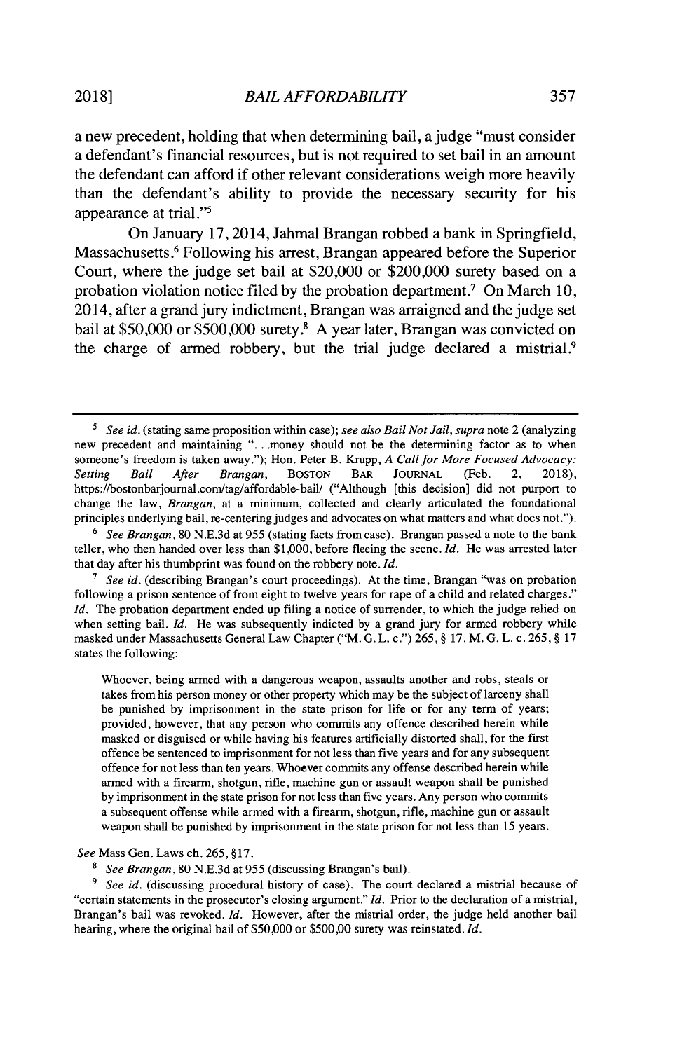a new precedent, holding that when determining bail, a judge "must consider a defendant's financial resources, but is not required to set bail in an amount the defendant can afford if other relevant considerations weigh more heavily than the defendant's ability to provide the necessary security for his appearance at trial."[5]

On January 17, 2014, Jahmal Brangan robbed a bank in Springfield, Massachusetts.[6] Following his arrest, Brangan appeared before the Superior Court, where the judge set bail at $20,000 or $200,000 surety based on a probation violation notice filed by the probation department.[7] On March 10, 2014, after a grand jury indictment, Brangan was arraigned and the judge set bail at $50,000 or $500,000 surety.[8] A year later, Brangan was convicted on the charge of armed robbery, but the trial judge declared a mistrial.[9]

---

[5] *See id.* (stating same proposition within case); *see also Bail Not Jail*, *supra* note 2 (analyzing new precedent and maintaining ". . .money should not be the determining factor as to when someone's freedom is taken away."); Hon. Peter B. Krupp, *A Call for More Focused Advocacy: Setting Bail After Brangan*, BOSTON BAR JOURNAL (Feb. 2, 2018), https://bostonbarjournal.com/tag/affordable-bail/ ("Although [this decision] did not purport to change the law, *Brangan*, at a minimum, collected and clearly articulated the foundational principles underlying bail, re-centering judges and advocates on what matters and what does not.").

[6] *See Brangan*, 80 N.E.3d at 955 (stating facts from case). Brangan passed a note to the bank teller, who then handed over less than $1,000, before fleeing the scene. *Id.* He was arrested later that day after his thumbprint was found on the robbery note. *Id.*

[7] *See id.* (describing Brangan's court proceedings). At the time, Brangan "was on probation following a prison sentence of from eight to twelve years for rape of a child and related charges." *Id.* The probation department ended up filing a notice of surrender, to which the judge relied on when setting bail. *Id.* He was subsequently indicted by a grand jury for armed robbery while masked under Massachusetts General Law Chapter ("M. G. L. c.") 265, § 17. M. G. L. c. 265, § 17 states the following:

> Whoever, being armed with a dangerous weapon, assaults another and robs, steals or takes from his person money or other property which may be the subject of larceny shall be punished by imprisonment in the state prison for life or for any term of years; provided, however, that any person who commits any offence described herein while masked or disguised or while having his features artificially distorted shall, for the first offence be sentenced to imprisonment for not less than five years and for any subsequent offence for not less than ten years. Whoever commits any offense described herein while armed with a firearm, shotgun, rifle, machine gun or assault weapon shall be punished by imprisonment in the state prison for not less than five years. Any person who commits a subsequent offense while armed with a firearm, shotgun, rifle, machine gun or assault weapon shall be punished by imprisonment in the state prison for not less than 15 years.

*See* Mass Gen. Laws ch. 265, §17.

[8] *See Brangan*, 80 N.E.3d at 955 (discussing Brangan's bail).

[9] *See id.* (discussing procedural history of case). The court declared a mistrial because of "certain statements in the prosecutor's closing argument." *Id.* Prior to the declaration of a mistrial, Brangan's bail was revoked. *Id.* However, after the mistrial order, the judge held another bail hearing, where the original bail of $50,000 or $500,00 surety was reinstated. *Id.*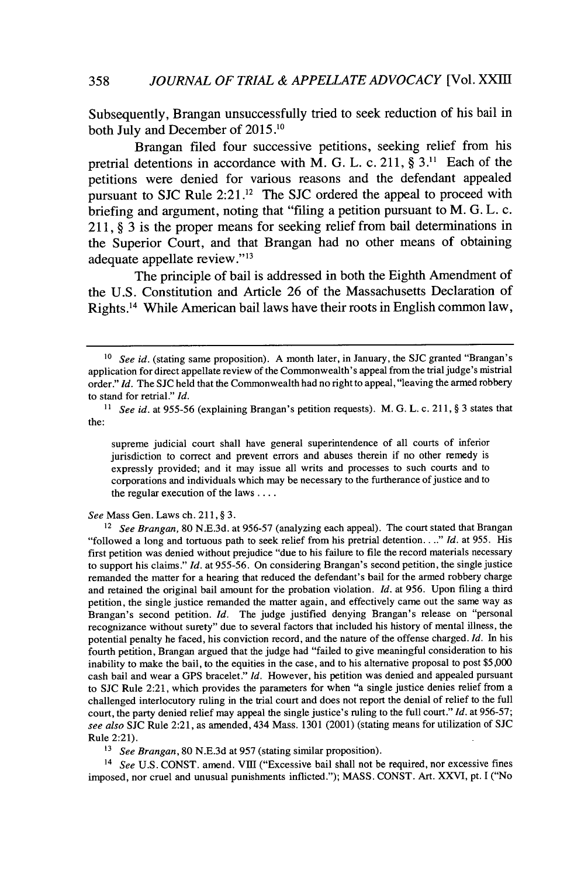Subsequently, Brangan unsuccessfully tried to seek reduction of his bail in both July and December of 2015.[10]

Brangan filed four successive petitions, seeking relief from his pretrial detentions in accordance with M. G. L. c. 211, § 3.[11] Each of the petitions were denied for various reasons and the defendant appealed pursuant to SJC Rule 2:21.[12] The SJC ordered the appeal to proceed with briefing and argument, noting that "filing a petition pursuant to M. G. L. c. 211, § 3 is the proper means for seeking relief from bail determinations in the Superior Court, and that Brangan had no other means of obtaining adequate appellate review."[13]

The principle of bail is addressed in both the Eighth Amendment of the U.S. Constitution and Article 26 of the Massachusetts Declaration of Rights.[14] While American bail laws have their roots in English common law,

---

[10] *See id.* (stating same proposition). A month later, in January, the SJC granted "Brangan's application for direct appellate review of the Commonwealth's appeal from the trial judge's mistrial order." *Id.* The SJC held that the Commonwealth had no right to appeal, "leaving the armed robbery to stand for retrial." *Id.*

[11] *See id.* at 955-56 (explaining Brangan's petition requests). M. G. L. c. 211, § 3 states that the:

> supreme judicial court shall have general superintendence of all courts of inferior jurisdiction to correct and prevent errors and abuses therein if no other remedy is expressly provided; and it may issue all writs and processes to such courts and to corporations and individuals which may be necessary to the furtherance of justice and to the regular execution of the laws . . . .

*See* Mass Gen. Laws ch. 211, § 3.

[12] *See Brangan,* 80 N.E.3d. at 956-57 (analyzing each appeal). The court stated that Brangan "followed a long and tortuous path to seek relief from his pretrial detention. . .." *Id.* at 955. His first petition was denied without prejudice "due to his failure to file the record materials necessary to support his claims." *Id.* at 955-56. On considering Brangan's second petition, the single justice remanded the matter for a hearing that reduced the defendant's bail for the armed robbery charge and retained the original bail amount for the probation violation. *Id.* at 956. Upon filing a third petition, the single justice remanded the matter again, and effectively came out the same way as Brangan's second petition. *Id.* The judge justified denying Brangan's release on "personal recognizance without surety" due to several factors that included his history of mental illness, the potential penalty he faced, his conviction record, and the nature of the offense charged. *Id.* In his fourth petition, Brangan argued that the judge had "failed to give meaningful consideration to his inability to make the bail, to the equities in the case, and to his alternative proposal to post $5,000 cash bail and wear a GPS bracelet." *Id.* However, his petition was denied and appealed pursuant to SJC Rule 2:21, which provides the parameters for when "a single justice denies relief from a challenged interlocutory ruling in the trial court and does not report the denial of relief to the full court, the party denied relief may appeal the single justice's ruling to the full court." *Id.* at 956-57; *see also* SJC Rule 2:21, as amended, 434 Mass. 1301 (2001) (stating means for utilization of SJC Rule 2:21).

[13] *See Brangan,* 80 N.E.3d at 957 (stating similar proposition).

[14] *See* U.S. CONST. amend. VIII ("Excessive bail shall not be required, nor excessive fines imposed, nor cruel and unusual punishments inflicted."); MASS. CONST. Art. XXVI, pt. I ("No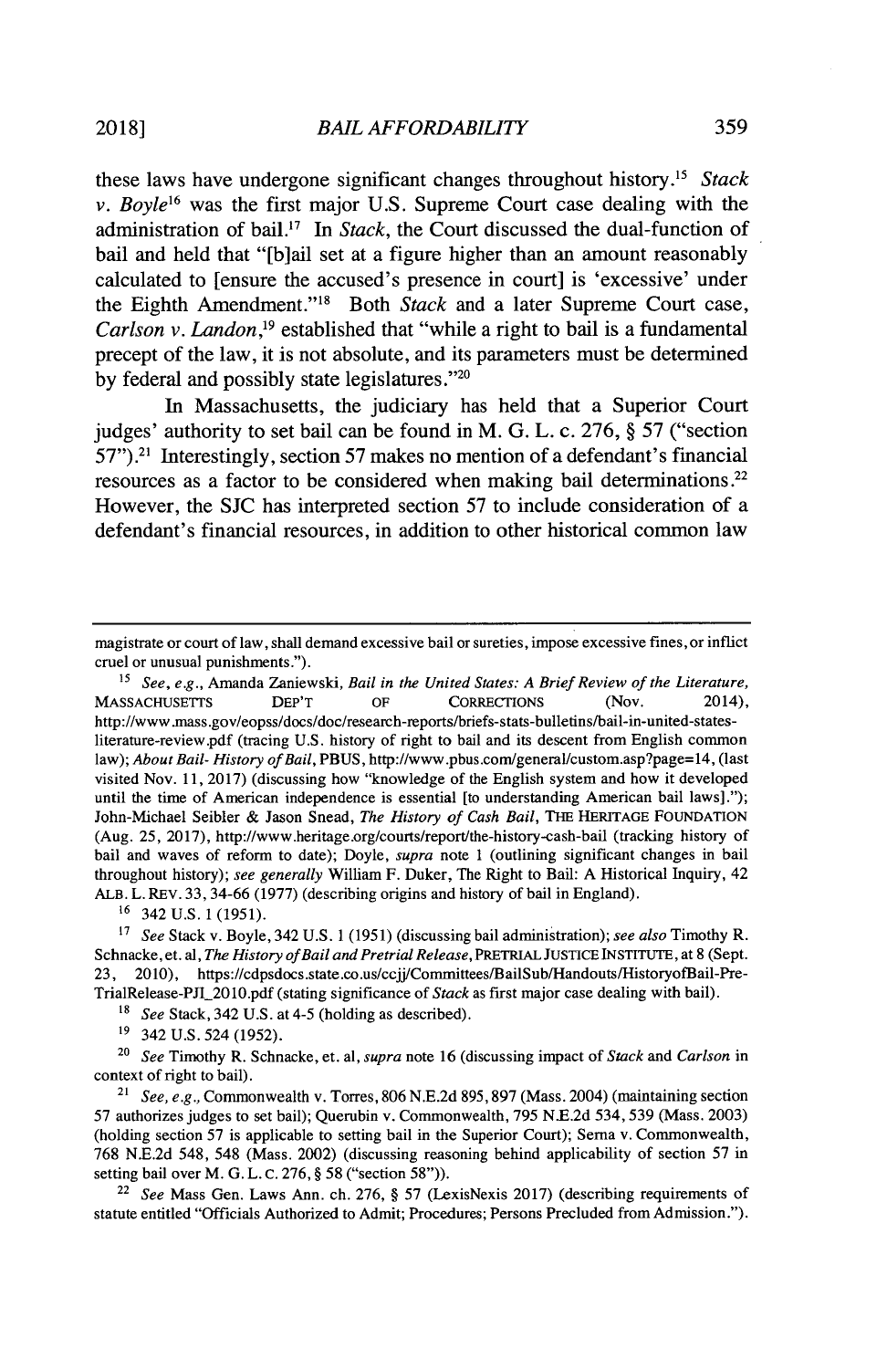these laws have undergone significant changes throughout history.[15] *Stack v. Boyle*[16] was the first major U.S. Supreme Court case dealing with the administration of bail.[17] In *Stack*, the Court discussed the dual-function of bail and held that "[b]ail set at a figure higher than an amount reasonably calculated to [ensure the accused's presence in court] is 'excessive' under the Eighth Amendment."[18] Both *Stack* and a later Supreme Court case, *Carlson v. Landon*,[19] established that "while a right to bail is a fundamental precept of the law, it is not absolute, and its parameters must be determined by federal and possibly state legislatures."[20]

In Massachusetts, the judiciary has held that a Superior Court judges' authority to set bail can be found in M. G. L. c. 276, § 57 ("section 57").[21] Interestingly, section 57 makes no mention of a defendant's financial resources as a factor to be considered when making bail determinations.[22] However, the SJC has interpreted section 57 to include consideration of a defendant's financial resources, in addition to other historical common law

---

magistrate or court of law, shall demand excessive bail or sureties, impose excessive fines, or inflict cruel or unusual punishments.").

[15] *See, e.g.*, Amanda Zaniewski, *Bail in the United States: A Brief Review of the Literature*, MASSACHUSETTS DEP'T OF CORRECTIONS (Nov. 2014), http://www.mass.gov/eopss/docs/doc/research-reports/briefs-stats-bulletins/bail-in-united-states-literature-review.pdf (tracing U.S. history of right to bail and its descent from English common law); *About Bail- History of Bail*, PBUS, http://www.pbus.com/general/custom.asp?page=14, (last visited Nov. 11, 2017) (discussing how "knowledge of the English system and how it developed until the time of American independence is essential [to understanding American bail laws]."); John-Michael Seibler & Jason Snead, *The History of Cash Bail*, THE HERITAGE FOUNDATION (Aug. 25, 2017), http://www.heritage.org/courts/report/the-history-cash-bail (tracking history of bail and waves of reform to date); Doyle, *supra* note 1 (outlining significant changes in bail throughout history); *see generally* William F. Duker, The Right to Bail: A Historical Inquiry, 42 ALB. L. REV. 33, 34-66 (1977) (describing origins and history of bail in England).

[16] 342 U.S. 1 (1951).

[17] *See* Stack v. Boyle, 342 U.S. 1 (1951) (discussing bail administration); *see also* Timothy R. Schnacke, et. al, *The History of Bail and Pretrial Release*, PRETRIAL JUSTICE INSTITUTE, at 8 (Sept. 23, 2010), https://cdpsdocs.state.co.us/ccjj/Committees/BailSub/Handouts/HistoryofBail-Pre-TrialRelease-PJI_2010.pdf (stating significance of *Stack* as first major case dealing with bail).

[18] *See* Stack, 342 U.S. at 4-5 (holding as described).

[19] 342 U.S. 524 (1952).

[20] *See* Timothy R. Schnacke, et. al, *supra* note 16 (discussing impact of *Stack* and *Carlson* in context of right to bail).

[21] *See, e.g.*, Commonwealth v. Torres, 806 N.E.2d 895, 897 (Mass. 2004) (maintaining section 57 authorizes judges to set bail); Querubin v. Commonwealth, 795 N.E.2d 534, 539 (Mass. 2003) (holding section 57 is applicable to setting bail in the Superior Court); Serna v. Commonwealth, 768 N.E.2d 548, 548 (Mass. 2002) (discussing reasoning behind applicability of section 57 in setting bail over M. G. L. c. 276, § 58 ("section 58")).

[22] *See* Mass Gen. Laws Ann. ch. 276, § 57 (LexisNexis 2017) (describing requirements of statute entitled "Officials Authorized to Admit; Procedures; Persons Precluded from Admission.").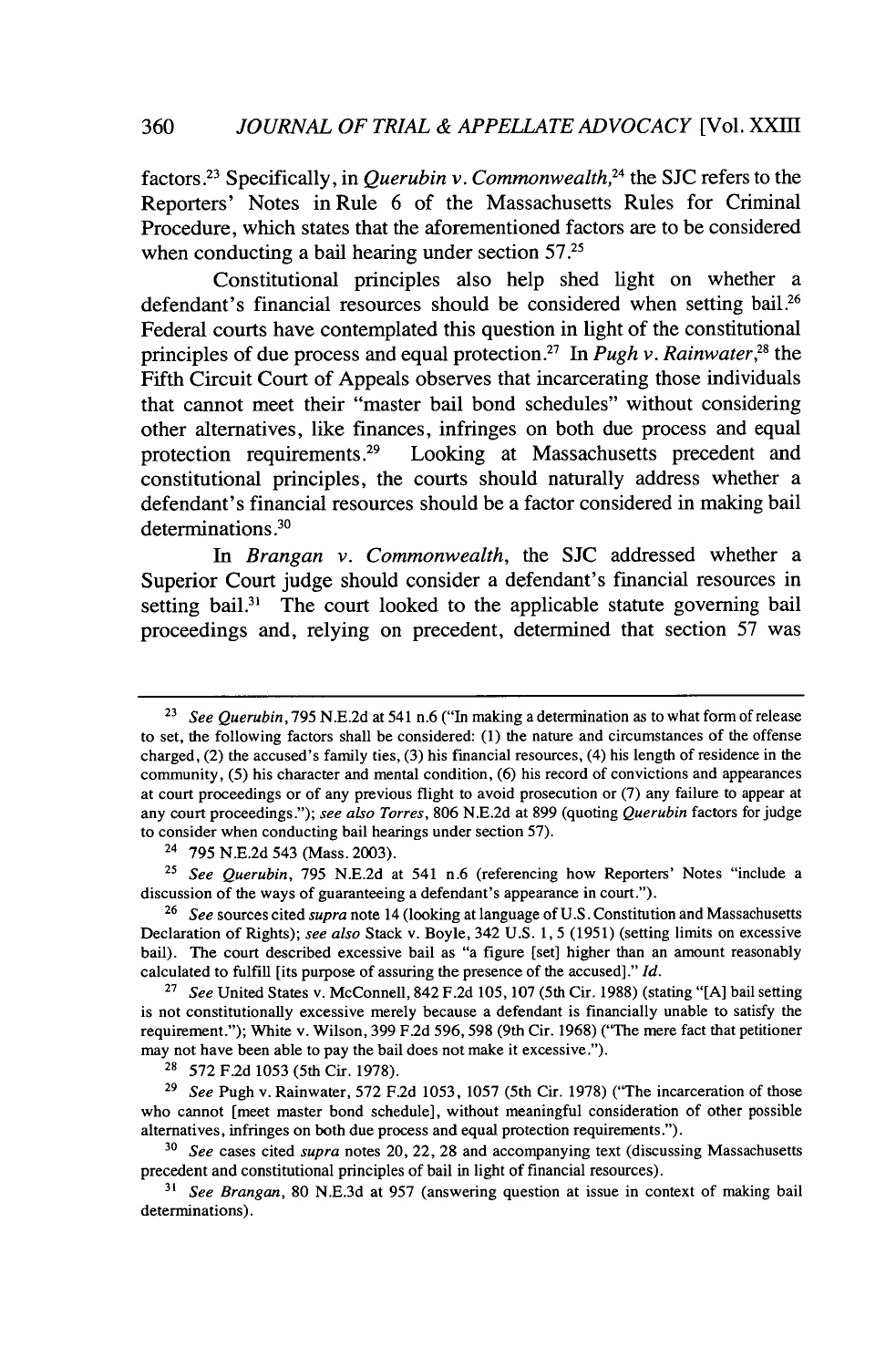factors.[23] Specifically, in *Querubin v. Commonwealth*,[24] the SJC refers to the Reporters' Notes in Rule 6 of the Massachusetts Rules for Criminal Procedure, which states that the aforementioned factors are to be considered when conducting a bail hearing under section 57.[25]

Constitutional principles also help shed light on whether a defendant's financial resources should be considered when setting bail.[26] Federal courts have contemplated this question in light of the constitutional principles of due process and equal protection.[27] In *Pugh v. Rainwater*,[28] the Fifth Circuit Court of Appeals observes that incarcerating those individuals that cannot meet their "master bail bond schedules" without considering other alternatives, like finances, infringes on both due process and equal protection requirements.[29] Looking at Massachusetts precedent and constitutional principles, the courts should naturally address whether a defendant's financial resources should be a factor considered in making bail determinations.[30]

In *Brangan v. Commonwealth*, the SJC addressed whether a Superior Court judge should consider a defendant's financial resources in setting bail.[31] The court looked to the applicable statute governing bail proceedings and, relying on precedent, determined that section 57 was

---

[23] *See Querubin*, 795 N.E.2d at 541 n.6 ("In making a determination as to what form of release to set, the following factors shall be considered: (1) the nature and circumstances of the offense charged, (2) the accused's family ties, (3) his financial resources, (4) his length of residence in the community, (5) his character and mental condition, (6) his record of convictions and appearances at court proceedings or of any previous flight to avoid prosecution or (7) any failure to appear at any court proceedings."); *see also Torres*, 806 N.E.2d at 899 (quoting *Querubin* factors for judge to consider when conducting bail hearings under section 57).

[24] 795 N.E.2d 543 (Mass. 2003).

[25] *See Querubin*, 795 N.E.2d at 541 n.6 (referencing how Reporters' Notes "include a discussion of the ways of guaranteeing a defendant's appearance in court.").

[26] *See* sources cited *supra* note 14 (looking at language of U.S. Constitution and Massachusetts Declaration of Rights); *see also* Stack v. Boyle, 342 U.S. 1, 5 (1951) (setting limits on excessive bail). The court described excessive bail as "a figure [set] higher than an amount reasonably calculated to fulfill [its purpose of assuring the presence of the accused]." *Id.*

[27] *See* United States v. McConnell, 842 F.2d 105, 107 (5th Cir. 1988) (stating "[A] bail setting is not constitutionally excessive merely because a defendant is financially unable to satisfy the requirement."); White v. Wilson, 399 F.2d 596, 598 (9th Cir. 1968) ("The mere fact that petitioner may not have been able to pay the bail does not make it excessive.").

[28] 572 F.2d 1053 (5th Cir. 1978).

[29] *See* Pugh v. Rainwater, 572 F.2d 1053, 1057 (5th Cir. 1978) ("The incarceration of those who cannot [meet master bond schedule], without meaningful consideration of other possible alternatives, infringes on both due process and equal protection requirements.").

[30] *See* cases cited *supra* notes 20, 22, 28 and accompanying text (discussing Massachusetts precedent and constitutional principles of bail in light of financial resources).

[31] *See Brangan*, 80 N.E.3d at 957 (answering question at issue in context of making bail determinations).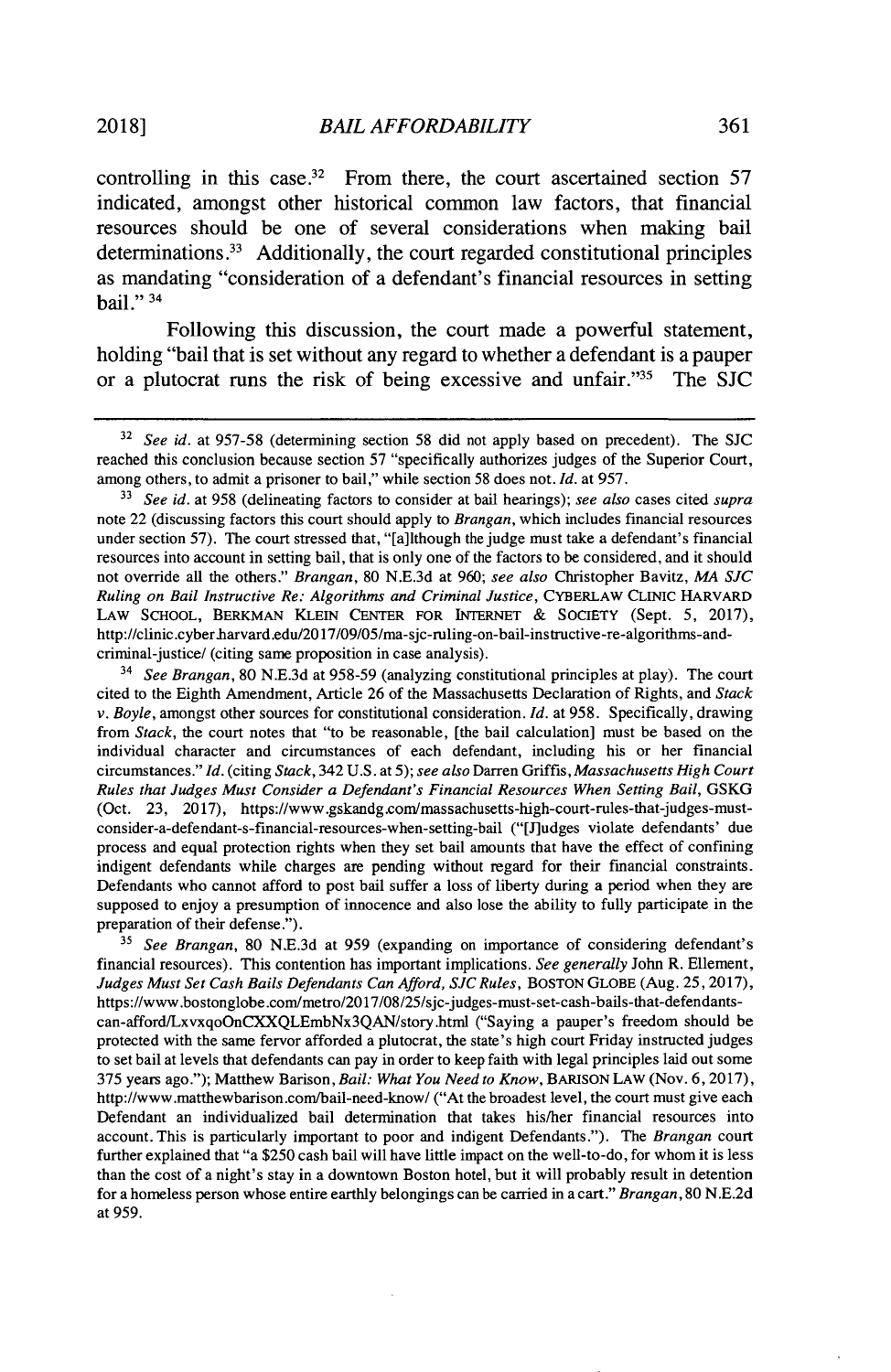controlling in this case.[32] From there, the court ascertained section 57 indicated, amongst other historical common law factors, that financial resources should be one of several considerations when making bail determinations.[33] Additionally, the court regarded constitutional principles as mandating "consideration of a defendant's financial resources in setting bail." [34]

Following this discussion, the court made a powerful statement, holding "bail that is set without any regard to whether a defendant is a pauper or a plutocrat runs the risk of being excessive and unfair."[35] The SJC

---

[32] *See id.* at 957-58 (determining section 58 did not apply based on precedent). The SJC reached this conclusion because section 57 "specifically authorizes judges of the Superior Court, among others, to admit a prisoner to bail," while section 58 does not. *Id.* at 957.

[33] *See id.* at 958 (delineating factors to consider at bail hearings); *see also* cases cited *supra* note 22 (discussing factors this court should apply to *Brangan*, which includes financial resources under section 57). The court stressed that, "[a]lthough the judge must take a defendant's financial resources into account in setting bail, that is only one of the factors to be considered, and it should not override all the others." *Brangan*, 80 N.E.3d at 960; *see also* Christopher Bavitz, *MA SJC Ruling on Bail Instructive Re: Algorithms and Criminal Justice*, CYBERLAW CLINIC HARVARD LAW SCHOOL, BERKMAN KLEIN CENTER FOR INTERNET & SOCIETY (Sept. 5, 2017), http://clinic.cyber.harvard.edu/2017/09/05/ma-sjc-ruling-on-bail-instructive-re-algorithms-and-criminal-justice/ (citing same proposition in case analysis).

[34] *See Brangan*, 80 N.E.3d at 958-59 (analyzing constitutional principles at play). The court cited to the Eighth Amendment, Article 26 of the Massachusetts Declaration of Rights, and *Stack v. Boyle*, amongst other sources for constitutional consideration. *Id.* at 958. Specifically, drawing from *Stack*, the court notes that "to be reasonable, [the bail calculation] must be based on the individual character and circumstances of each defendant, including his or her financial circumstances." *Id.* (citing *Stack*, 342 U.S. at 5); *see also* Darren Griffis, *Massachusetts High Court Rules that Judges Must Consider a Defendant's Financial Resources When Setting Bail*, GSKG (Oct. 23, 2017), https://www.gskandg.com/massachusetts-high-court-rules-that-judges-must-consider-a-defendant-s-financial-resources-when-setting-bail ("[J]udges violate defendants' due process and equal protection rights when they set bail amounts that have the effect of confining indigent defendants while charges are pending without regard for their financial constraints. Defendants who cannot afford to post bail suffer a loss of liberty during a period when they are supposed to enjoy a presumption of innocence and also lose the ability to fully participate in the preparation of their defense.").

[35] *See Brangan*, 80 N.E.3d at 959 (expanding on importance of considering defendant's financial resources). This contention has important implications. *See generally* John R. Ellement, *Judges Must Set Cash Bails Defendants Can Afford, SJC Rules*, BOSTON GLOBE (Aug. 25, 2017), https://www.bostonglobe.com/metro/2017/08/25/sjc-judges-must-set-cash-bails-that-defendants-can-afford/LxvxqoOnCXXQLEmbNx3QAN/story.html ("Saying a pauper's freedom should be protected with the same fervor afforded a plutocrat, the state's high court Friday instructed judges to set bail at levels that defendants can pay in order to keep faith with legal principles laid out some 375 years ago."); Matthew Barison, *Bail: What You Need to Know*, BARISON LAW (Nov. 6, 2017), http://www.matthewbarison.com/bail-need-know/ ("At the broadest level, the court must give each Defendant an individualized bail determination that takes his/her financial resources into account. This is particularly important to poor and indigent Defendants."). The *Brangan* court further explained that "a $250 cash bail will have little impact on the well-to-do, for whom it is less than the cost of a night's stay in a downtown Boston hotel, but it will probably result in detention for a homeless person whose entire earthly belongings can be carried in a cart." *Brangan*, 80 N.E.2d at 959.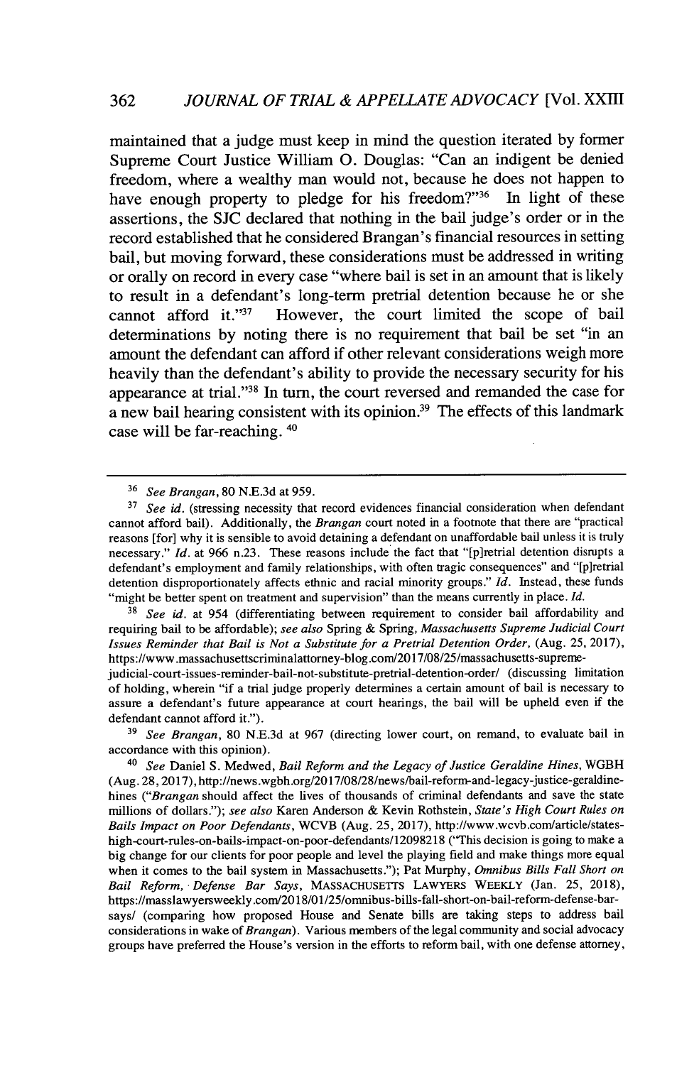maintained that a judge must keep in mind the question iterated by former Supreme Court Justice William O. Douglas: "Can an indigent be denied freedom, where a wealthy man would not, because he does not happen to have enough property to pledge for his freedom?"[36] In light of these assertions, the SJC declared that nothing in the bail judge's order or in the record established that he considered Brangan's financial resources in setting bail, but moving forward, these considerations must be addressed in writing or orally on record in every case "where bail is set in an amount that is likely to result in a defendant's long-term pretrial detention because he or she cannot afford it."[37] However, the court limited the scope of bail determinations by noting there is no requirement that bail be set "in an amount the defendant can afford if other relevant considerations weigh more heavily than the defendant's ability to provide the necessary security for his appearance at trial."[38] In turn, the court reversed and remanded the case for a new bail hearing consistent with its opinion.[39] The effects of this landmark case will be far-reaching.[40]

---

[36] *See Brangan*, 80 N.E.3d at 959.

[37] *See id.* (stressing necessity that record evidences financial consideration when defendant cannot afford bail). Additionally, the *Brangan* court noted in a footnote that there are "practical reasons [for] why it is sensible to avoid detaining a defendant on unaffordable bail unless it is truly necessary." *Id.* at 966 n.23. These reasons include the fact that "[p]retrial detention disrupts a defendant's employment and family relationships, with often tragic consequences" and "[p]retrial detention disproportionately affects ethnic and racial minority groups." *Id.* Instead, these funds "might be better spent on treatment and supervision" than the means currently in place. *Id.*

[38] *See id.* at 954 (differentiating between requirement to consider bail affordability and requiring bail to be affordable); *see also* Spring & Spring, *Massachusetts Supreme Judicial Court Issues Reminder that Bail is Not a Substitute for a Pretrial Detention Order*, (Aug. 25, 2017), https://www.massachusettscriminalattorney-blog.com/2017/08/25/massachusetts-supreme-judicial-court-issues-reminder-bail-not-substitute-pretrial-detention-order/ (discussing limitation of holding, wherein "if a trial judge properly determines a certain amount of bail is necessary to assure a defendant's future appearance at court hearings, the bail will be upheld even if the defendant cannot afford it.").

[39] *See Brangan*, 80 N.E.3d at 967 (directing lower court, on remand, to evaluate bail in accordance with this opinion).

[40] *See* Daniel S. Medwed, *Bail Reform and the Legacy of Justice Geraldine Hines*, WGBH (Aug. 28, 2017), http://news.wgbh.org/2017/08/28/news/bail-reform-and-legacy-justice-geraldine-hines ("*Brangan* should affect the lives of thousands of criminal defendants and save the state millions of dollars."); *see also* Karen Anderson & Kevin Rothstein, *State's High Court Rules on Bails Impact on Poor Defendants*, WCVB (Aug. 25, 2017), http://www.wcvb.com/article/states-high-court-rules-on-bails-impact-on-poor-defendants/12098218 ("This decision is going to make a big change for our clients for poor people and level the playing field and make things more equal when it comes to the bail system in Massachusetts."); Pat Murphy, *Omnibus Bills Fall Short on Bail Reform, Defense Bar Says*, MASSACHUSETTS LAWYERS WEEKLY (Jan. 25, 2018), https://masslawyersweekly.com/2018/01/25/omnibus-bills-fall-short-on-bail-reform-defense-bar-says/ (comparing how proposed House and Senate bills are taking steps to address bail considerations in wake of *Brangan*). Various members of the legal community and social advocacy groups have preferred the House's version in the efforts to reform bail, with one defense attorney,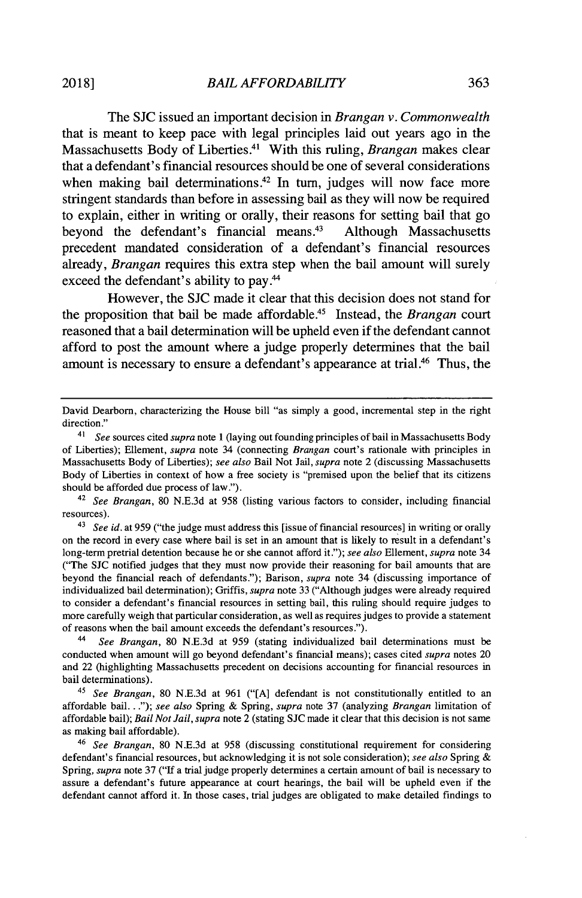The SJC issued an important decision in *Brangan v. Commonwealth* that is meant to keep pace with legal principles laid out years ago in the Massachusetts Body of Liberties.[41] With this ruling, *Brangan* makes clear that a defendant's financial resources should be one of several considerations when making bail determinations.[42] In turn, judges will now face more stringent standards than before in assessing bail as they will now be required to explain, either in writing or orally, their reasons for setting bail that go beyond the defendant's financial means.[43] Although Massachusetts precedent mandated consideration of a defendant's financial resources already, *Brangan* requires this extra step when the bail amount will surely exceed the defendant's ability to pay.[44]

However, the SJC made it clear that this decision does not stand for the proposition that bail be made affordable.[45] Instead, the *Brangan* court reasoned that a bail determination will be upheld even if the defendant cannot afford to post the amount where a judge properly determines that the bail amount is necessary to ensure a defendant's appearance at trial.[46] Thus, the

---

David Dearborn, characterizing the House bill "as simply a good, incremental step in the right direction."

[41] *See* sources cited *supra* note 1 (laying out founding principles of bail in Massachusetts Body of Liberties); Element, *supra* note 34 (connecting *Brangan* court's rationale with principles in Massachusetts Body of Liberties); *see also* Bail Not Jail, *supra* note 2 (discussing Massachusetts Body of Liberties in context of how a free society is "premised upon the belief that its citizens should be afforded due process of law.").

[42] *See Brangan*, 80 N.E.3d at 958 (listing various factors to consider, including financial resources).

[43] *See id.* at 959 ("the judge must address this [issue of financial resources] in writing or orally on the record in every case where bail is set in an amount that is likely to result in a defendant's long-term pretrial detention because he or she cannot afford it."); *see also* Element, *supra* note 34 ("The SJC notified judges that they must now provide their reasoning for bail amounts that are beyond the financial reach of defendants."); Barison, *supra* note 34 (discussing importance of individualized bail determination); Griffis, *supra* note 33 ("Although judges were already required to consider a defendant's financial resources in setting bail, this ruling should require judges to more carefully weigh that particular consideration, as well as requires judges to provide a statement of reasons when the bail amount exceeds the defendant's resources.").

[44] *See Brangan*, 80 N.E.3d at 959 (stating individualized bail determinations must be conducted when amount will go beyond defendant's financial means); cases cited *supra* notes 20 and 22 (highlighting Massachusetts precedent on decisions accounting for financial resources in bail determinations).

[45] *See Brangan*, 80 N.E.3d at 961 ("[A] defendant is not constitutionally entitled to an affordable bail. . ."); *see also* Spring & Spring, *supra* note 37 (analyzing *Brangan* limitation of affordable bail); *Bail Not Jail*, *supra* note 2 (stating SJC made it clear that this decision is not same as making bail affordable).

[46] *See Brangan*, 80 N.E.3d at 958 (discussing constitutional requirement for considering defendant's financial resources, but acknowledging it is not sole consideration); *see also* Spring & Spring, *supra* note 37 ("If a trial judge properly determines a certain amount of bail is necessary to assure a defendant's future appearance at court hearings, the bail will be upheld even if the defendant cannot afford it. In those cases, trial judges are obligated to make detailed findings to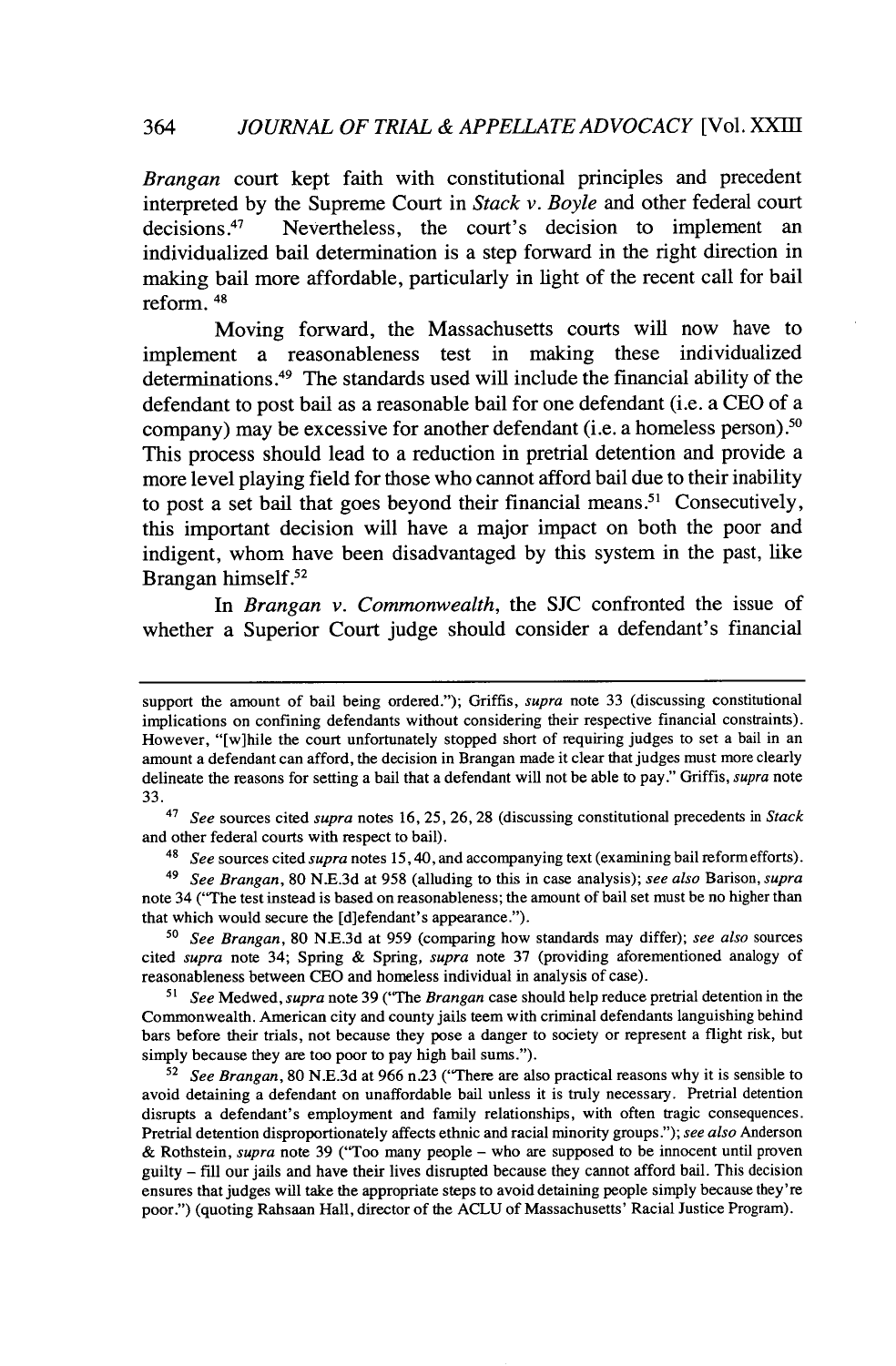*Brangan* court kept faith with constitutional principles and precedent interpreted by the Supreme Court in *Stack v. Boyle* and other federal court decisions.[47] Nevertheless, the court's decision to implement an individualized bail determination is a step forward in the right direction in making bail more affordable, particularly in light of the recent call for bail reform.[48]

Moving forward, the Massachusetts courts will now have to implement a reasonableness test in making these individualized determinations.[49] The standards used will include the financial ability of the defendant to post bail as a reasonable bail for one defendant (i.e. a CEO of a company) may be excessive for another defendant (i.e. a homeless person).[50] This process should lead to a reduction in pretrial detention and provide a more level playing field for those who cannot afford bail due to their inability to post a set bail that goes beyond their financial means.[51] Consecutively, this important decision will have a major impact on both the poor and indigent, whom have been disadvantaged by this system in the past, like Brangan himself.[52]

In *Brangan v. Commonwealth*, the SJC confronted the issue of whether a Superior Court judge should consider a defendant's financial

---

support the amount of bail being ordered."); Griffis, *supra* note 33 (discussing constitutional implications on confining defendants without considering their respective financial constraints). However, "[w]hile the court unfortunately stopped short of requiring judges to set a bail in an amount a defendant can afford, the decision in Brangan made it clear that judges must more clearly delineate the reasons for setting a bail that a defendant will not be able to pay." Griffis, *supra* note 33.

[47] *See* sources cited *supra* notes 16, 25, 26, 28 (discussing constitutional precedents in *Stack* and other federal courts with respect to bail).

[48] *See* sources cited *supra* notes 15, 40, and accompanying text (examining bail reform efforts).

[49] *See Brangan*, 80 N.E.3d at 958 (alluding to this in case analysis); *see also* Barison, *supra* note 34 ("The test instead is based on reasonableness; the amount of bail set must be no higher than that which would secure the [d]efendant's appearance.").

[50] *See Brangan*, 80 N.E.3d at 959 (comparing how standards may differ); *see also* sources cited *supra* note 34; Spring & Spring, *supra* note 37 (providing aforementioned analogy of reasonableness between CEO and homeless individual in analysis of case).

[51] *See* Medwed, *supra* note 39 ("The *Brangan* case should help reduce pretrial detention in the Commonwealth. American city and county jails teem with criminal defendants languishing behind bars before their trials, not because they pose a danger to society or represent a flight risk, but simply because they are too poor to pay high bail sums.").

[52] *See Brangan*, 80 N.E.3d at 966 n.23 ("There are also practical reasons why it is sensible to avoid detaining a defendant on unaffordable bail unless it is truly necessary. Pretrial detention disrupts a defendant's employment and family relationships, with often tragic consequences. Pretrial detention disproportionately affects ethnic and racial minority groups."); *see also* Anderson & Rothstein, *supra* note 39 ("Too many people – who are supposed to be innocent until proven guilty – fill our jails and have their lives disrupted because they cannot afford bail. This decision ensures that judges will take the appropriate steps to avoid detaining people simply because they're poor.") (quoting Rahsaan Hall, director of the ACLU of Massachusetts' Racial Justice Program).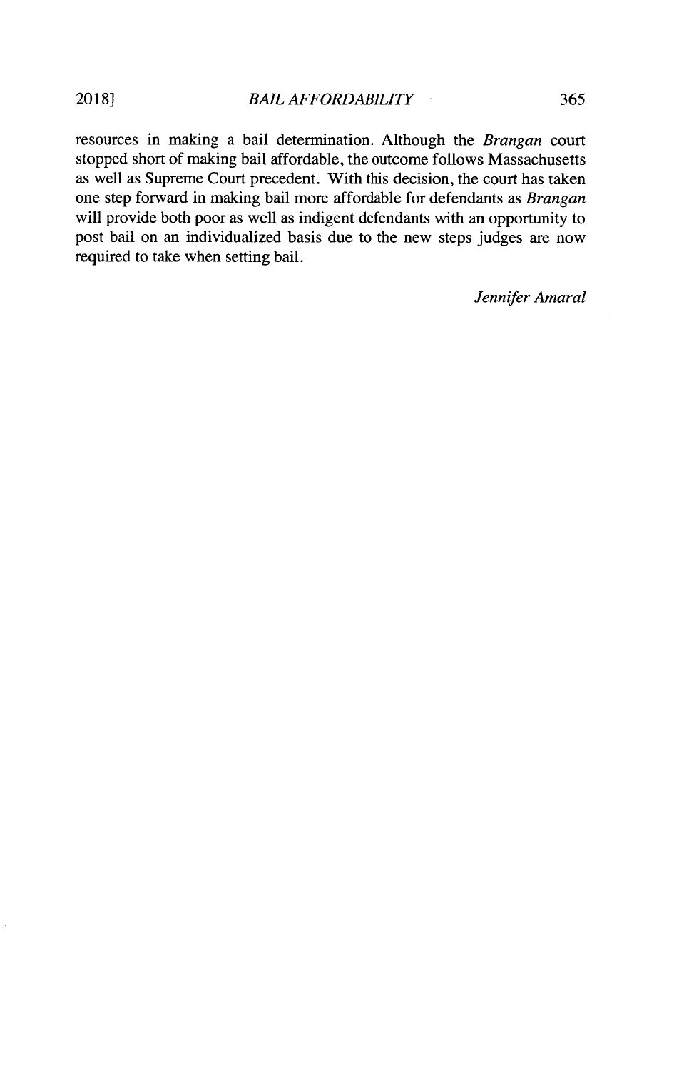resources in making a bail determination. Although the *Brangan* court stopped short of making bail affordable, the outcome follows Massachusetts as well as Supreme Court precedent. With this decision, the court has taken one step forward in making bail more affordable for defendants as *Brangan* will provide both poor as well as indigent defendants with an opportunity to post bail on an individualized basis due to the new steps judges are now required to take when setting bail.

*Jennifer Amaral*